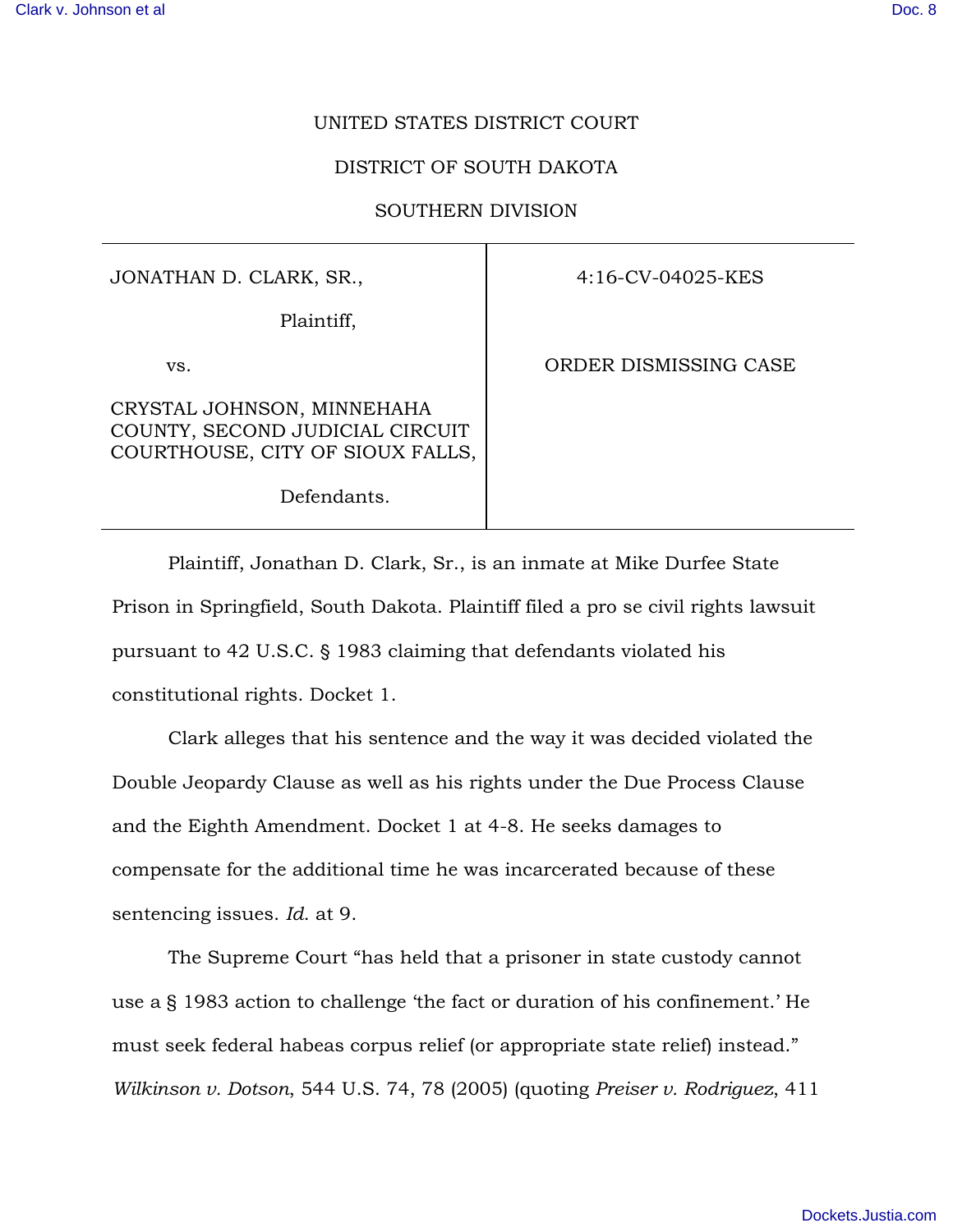UNITED STATES DISTRICT COURT

DISTRICT OF SOUTH DAKOTA

SOUTHERN DIVISION

| | |
|---|---|
| JONATHAN D. CLARK, SR., <br><br> Plaintiff, <br><br> vs. <br><br> CRYSTAL JOHNSON, MINNEHAHA COUNTY, SECOND JUDICIAL CIRCUIT COURTHOUSE, CITY OF SIOUX FALLS, <br><br> Defendants. | 4:16-CV-04025-KES <br><br> ORDER DISMISSING CASE |

Plaintiff, Jonathan D. Clark, Sr., is an inmate at Mike Durfee State Prison in Springfield, South Dakota. Plaintiff filed a pro se civil rights lawsuit pursuant to 42 U.S.C. § 1983 claiming that defendants violated his constitutional rights. Docket 1.

Clark alleges that his sentence and the way it was decided violated the Double Jeopardy Clause as well as his rights under the Due Process Clause and the Eighth Amendment. Docket 1 at 4-8. He seeks damages to compensate for the additional time he was incarcerated because of these sentencing issues. *Id.* at 9.

The Supreme Court "has held that a prisoner in state custody cannot use a § 1983 action to challenge 'the fact or duration of his confinement.' He must seek federal habeas corpus relief (or appropriate state relief) instead." *Wilkinson v. Dotson*, 544 U.S. 74, 78 (2005) (quoting *Preiser v. Rodriguez*, 411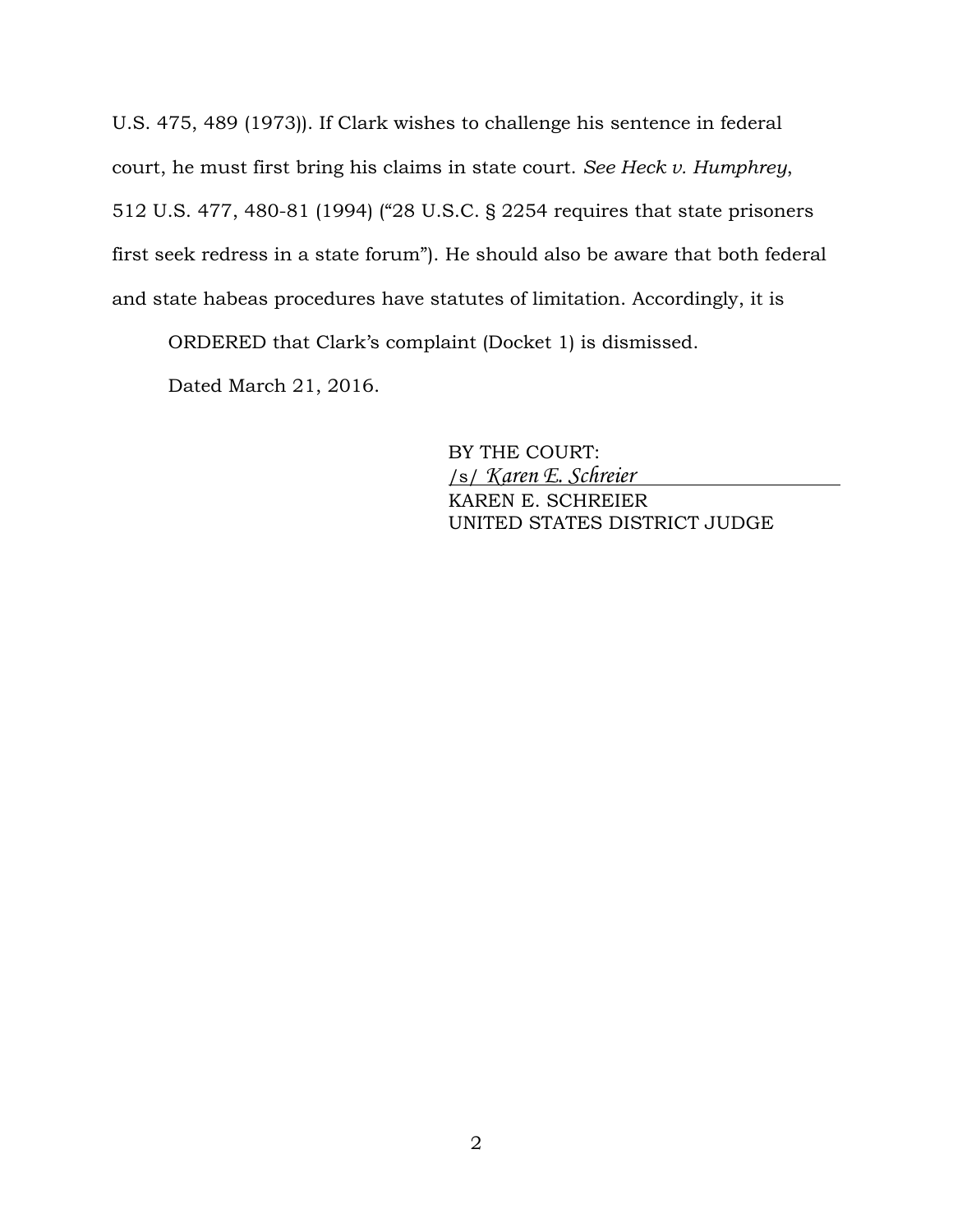U.S. 475, 489 (1973)). If Clark wishes to challenge his sentence in federal court, he must first bring his claims in state court. *See Heck v. Humphrey*, 512 U.S. 477, 480-81 (1994) ("28 U.S.C. § 2254 requires that state prisoners first seek redress in a state forum"). He should also be aware that both federal and state habeas procedures have statutes of limitation. Accordingly, it is

ORDERED that Clark's complaint (Docket 1) is dismissed.

Dated March 21, 2016.

BY THE COURT:
/s/ *Karen E. Schreier*
KAREN E. SCHREIER
UNITED STATES DISTRICT JUDGE